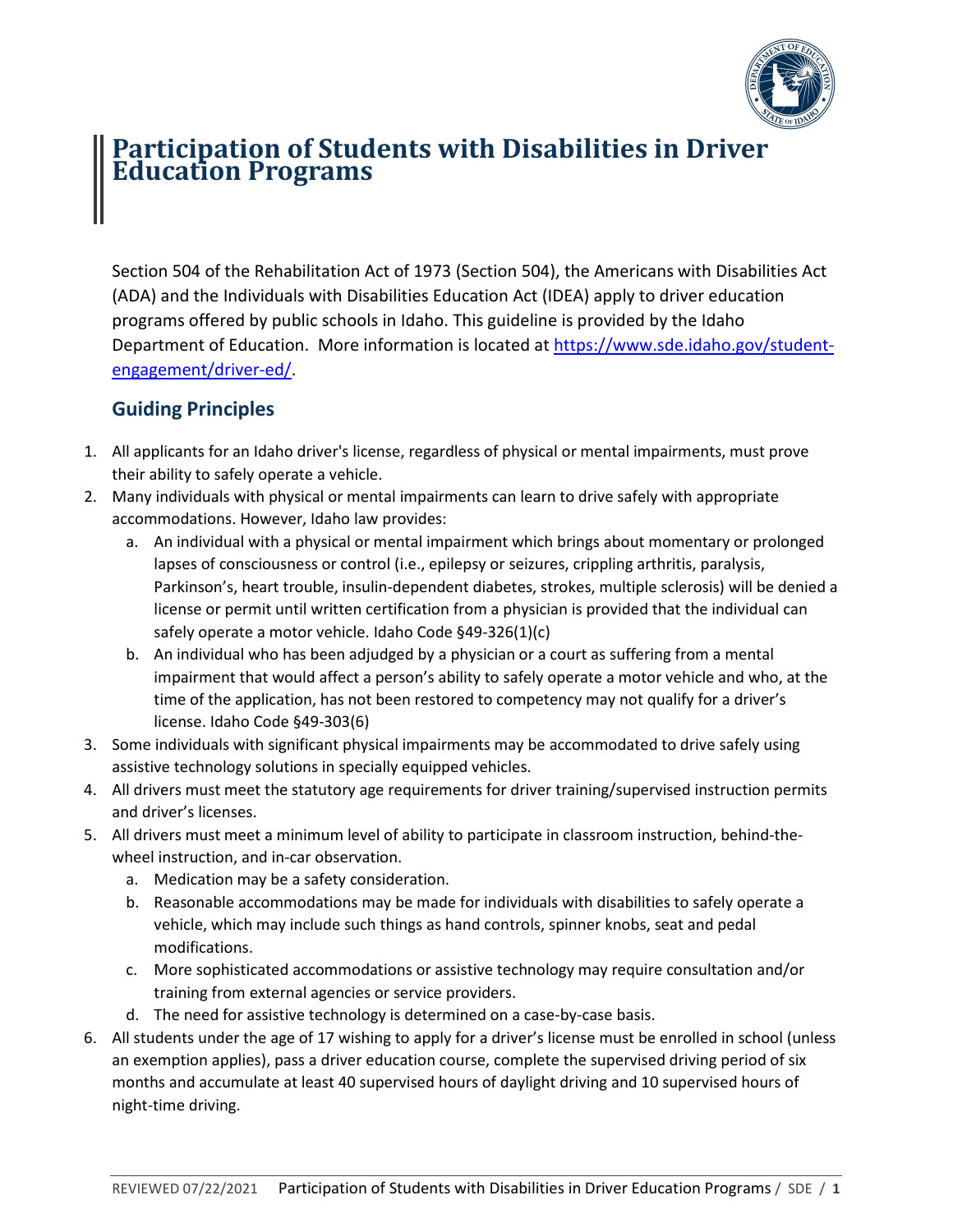# Participation of Students with Disabilities in Driver Education Programs

Section 504 of the Rehabilitation Act of 1973 (Section 504), the Americans with Disabilities Act (ADA) and the Individuals with Disabilities Education Act (IDEA) apply to driver education programs offered by public schools in Idaho. This guideline is provided by the Idaho Department of Education. More information is located at [https://www.sde.idaho.gov/student-engagement/driver-ed/](https://www.sde.idaho.gov/student-engagement/driver-ed/).

## Guiding Principles

1. All applicants for an Idaho driver's license, regardless of physical or mental impairments, must prove their ability to safely operate a vehicle.
2. Many individuals with physical or mental impairments can learn to drive safely with appropriate accommodations. However, Idaho law provides:
   a. An individual with a physical or mental impairment which brings about momentary or prolonged lapses of consciousness or control (i.e., epilepsy or seizures, crippling arthritis, paralysis, Parkinson's, heart trouble, insulin-dependent diabetes, strokes, multiple sclerosis) will be denied a license or permit until written certification from a physician is provided that the individual can safely operate a motor vehicle. Idaho Code §49-326(1)(c)
   b. An individual who has been adjudged by a physician or a court as suffering from a mental impairment that would affect a person's ability to safely operate a motor vehicle and who, at the time of the application, has not been restored to competency may not qualify for a driver's license. Idaho Code §49-303(6)
3. Some individuals with significant physical impairments may be accommodated to drive safely using assistive technology solutions in specially equipped vehicles.
4. All drivers must meet the statutory age requirements for driver training/supervised instruction permits and driver's licenses.
5. All drivers must meet a minimum level of ability to participate in classroom instruction, behind-the-wheel instruction, and in-car observation.
   a. Medication may be a safety consideration.
   b. Reasonable accommodations may be made for individuals with disabilities to safely operate a vehicle, which may include such things as hand controls, spinner knobs, seat and pedal modifications.
   c. More sophisticated accommodations or assistive technology may require consultation and/or training from external agencies or service providers.
   d. The need for assistive technology is determined on a case-by-case basis.
6. All students under the age of 17 wishing to apply for a driver's license must be enrolled in school (unless an exemption applies), pass a driver education course, complete the supervised driving period of six months and accumulate at least 40 supervised hours of daylight driving and 10 supervised hours of night-time driving.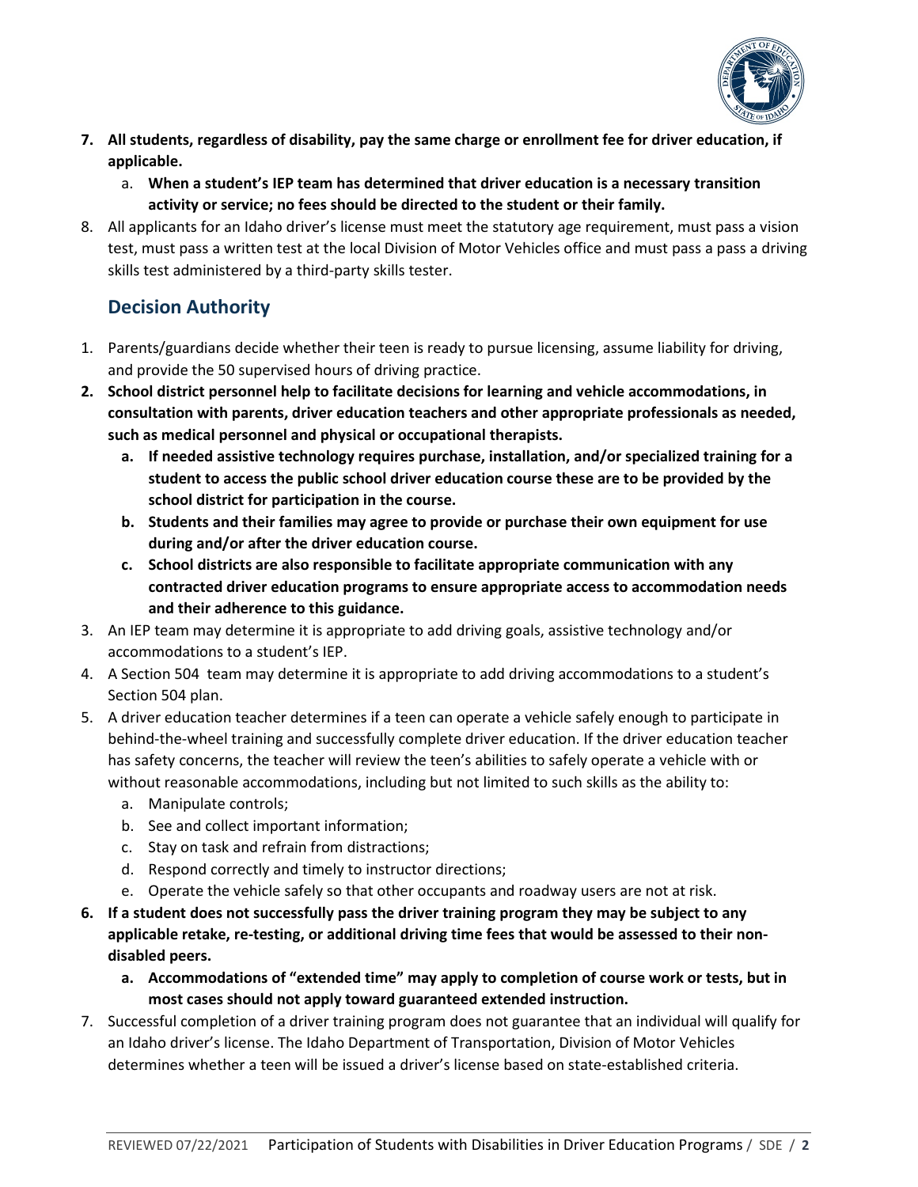7. **All students, regardless of disability, pay the same charge or enrollment fee for driver education, if applicable.**
   a. **When a student's IEP team has determined that driver education is a necessary transition activity or service; no fees should be directed to the student or their family.**
8. All applicants for an Idaho driver's license must meet the statutory age requirement, must pass a vision test, must pass a written test at the local Division of Motor Vehicles office and must pass a pass a driving skills test administered by a third-party skills tester.

## Decision Authority

1. Parents/guardians decide whether their teen is ready to pursue licensing, assume liability for driving, and provide the 50 supervised hours of driving practice.
2. **School district personnel help to facilitate decisions for learning and vehicle accommodations, in consultation with parents, driver education teachers and other appropriate professionals as needed, such as medical personnel and physical or occupational therapists.**
   a. **If needed assistive technology requires purchase, installation, and/or specialized training for a student to access the public school driver education course these are to be provided by the school district for participation in the course.**
   b. **Students and their families may agree to provide or purchase their own equipment for use during and/or after the driver education course.**
   c. **School districts are also responsible to facilitate appropriate communication with any contracted driver education programs to ensure appropriate access to accommodation needs and their adherence to this guidance.**
3. An IEP team may determine it is appropriate to add driving goals, assistive technology and/or accommodations to a student's IEP.
4. A Section 504 team may determine it is appropriate to add driving accommodations to a student's Section 504 plan.
5. A driver education teacher determines if a teen can operate a vehicle safely enough to participate in behind-the-wheel training and successfully complete driver education. If the driver education teacher has safety concerns, the teacher will review the teen's abilities to safely operate a vehicle with or without reasonable accommodations, including but not limited to such skills as the ability to:
   a. Manipulate controls;
   b. See and collect important information;
   c. Stay on task and refrain from distractions;
   d. Respond correctly and timely to instructor directions;
   e. Operate the vehicle safely so that other occupants and roadway users are not at risk.
6. **If a student does not successfully pass the driver training program they may be subject to any applicable retake, re-testing, or additional driving time fees that would be assessed to their non-disabled peers.**
   a. **Accommodations of "extended time" may apply to completion of course work or tests, but in most cases should not apply toward guaranteed extended instruction.**
7. Successful completion of a driver training program does not guarantee that an individual will qualify for an Idaho driver's license. The Idaho Department of Transportation, Division of Motor Vehicles determines whether a teen will be issued a driver's license based on state-established criteria.